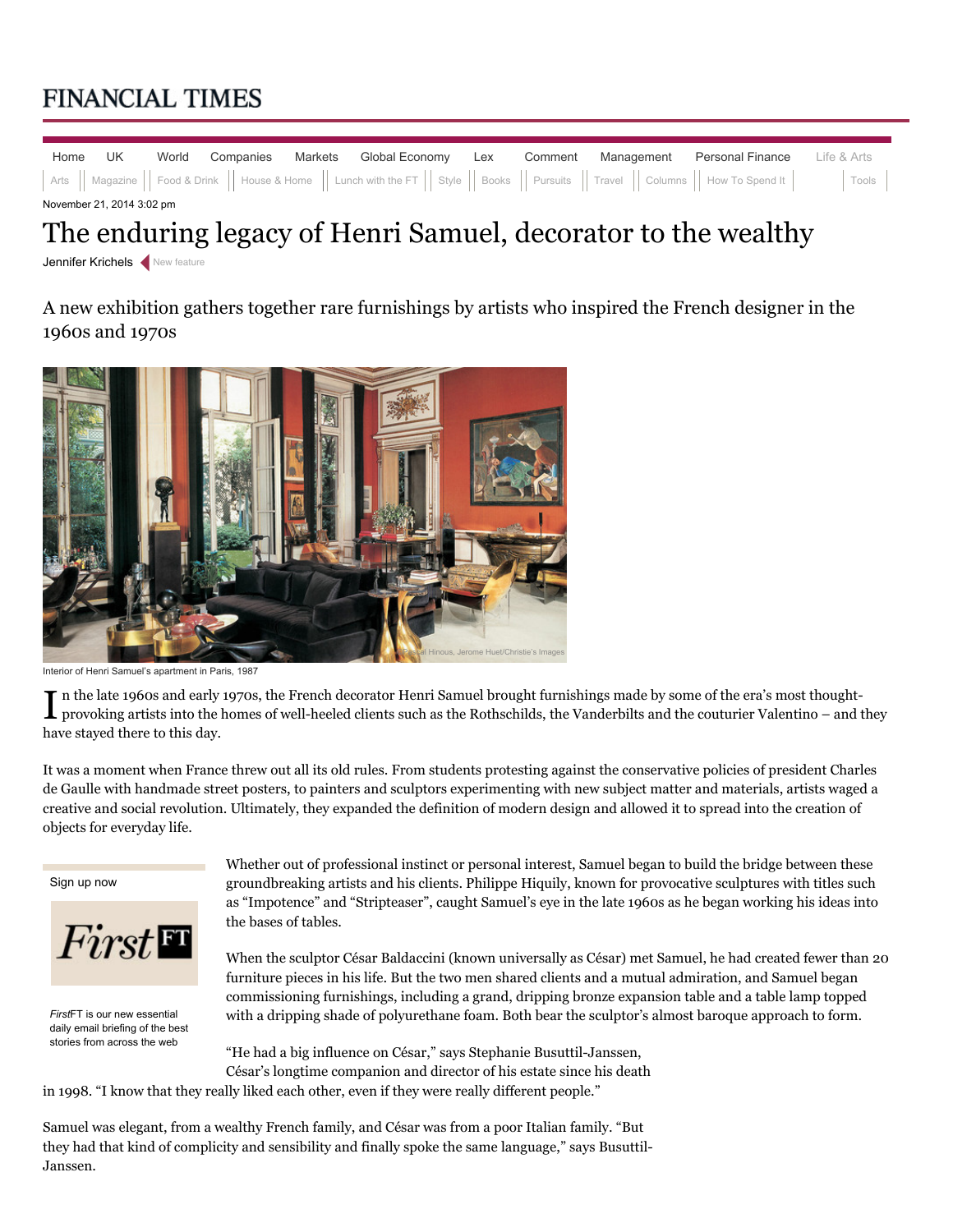# The enduring legacy of Henri Samuel, decorator to the wealthy

Jennifer Krichels

A new exhibition gathers together rare furnishings by artists who inspired the French designer in the 1960s and 1970s

Interior of Henri Samuel's apartment in Paris, 1987

In the late 1960s and early 1970s, the French decorator Henri Samuel brought furnishings made by some of the era's most thought-provoking artists into the homes of well-heeled clients such as the Rothschilds, the Vanderbilts and the couturier Valentino – and they have stayed there to this day.

It was a moment when France threw out all its old rules. From students protesting against the conservative policies of president Charles de Gaulle with handmade street posters, to painters and sculptors experimenting with new subject matter and materials, artists waged a creative and social revolution. Ultimately, they expanded the definition of modern design and allowed it to spread into the creation of objects for everyday life.

Whether out of professional instinct or personal interest, Samuel began to build the bridge between these groundbreaking artists and his clients. Philippe Hiquily, known for provocative sculptures with titles such as "Impotence" and "Stripteaser", caught Samuel's eye in the late 1960s as he began working his ideas into the bases of tables.

When the sculptor César Baldaccini (known universally as César) met Samuel, he had created fewer than 20 furniture pieces in his life. But the two men shared clients and a mutual admiration, and Samuel began commissioning furnishings, including a grand, dripping bronze expansion table and a table lamp topped with a dripping shade of polyurethane foam. Both bear the sculptor's almost baroque approach to form.

"He had a big influence on César," says Stephanie Busuttil-Janssen, César's longtime companion and director of his estate since his death in 1998. "I know that they really liked each other, even if they were really different people."

Samuel was elegant, from a wealthy French family, and César was from a poor Italian family. "But they had that kind of complicity and sensibility and finally spoke the same language," says Busuttil-Janssen.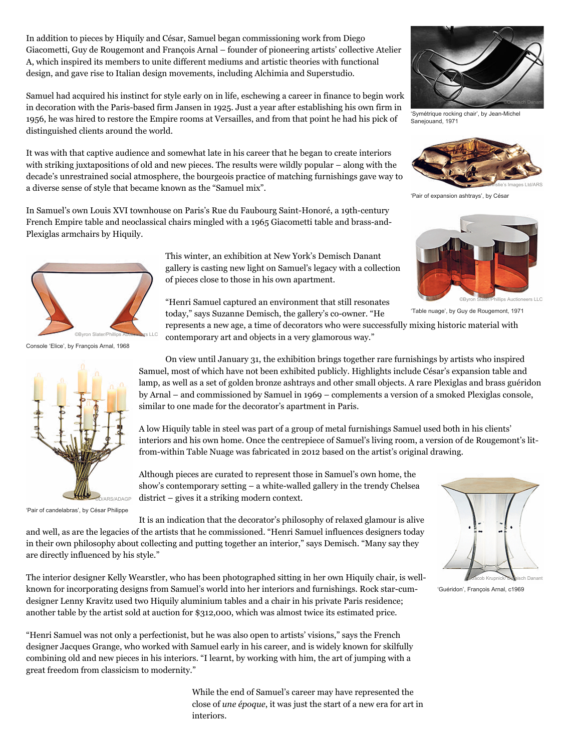In addition to pieces by Hiquily and César, Samuel began commissioning work from Diego Giacometti, Guy de Rougemont and François Arnal – founder of pioneering artists' collective Atelier A, which inspired its members to unite different mediums and artistic theories with functional design, and gave rise to Italian design movements, including Alchimia and Superstudio.

Samuel had acquired his instinct for style early on in life, eschewing a career in finance to begin work in decoration with the Paris-based firm Jansen in 1925. Just a year after establishing his own firm in 1956, he was hired to restore the Empire rooms at Versailles, and from that point he had his pick of distinguished clients around the world.

It was with that captive audience and somewhat late in his career that he began to create interiors with striking juxtapositions of old and new pieces. The results were wildly popular – along with the decade's unrestrained social atmosphere, the bourgeois practice of matching furnishings gave way to a diverse sense of style that became known as the "Samuel mix".

In Samuel's own Louis XVI townhouse on Paris's Rue du Faubourg Saint-Honoré, a 19th-century French Empire table and neoclassical chairs mingled with a 1965 Giacometti table and brass-and-Plexiglas armchairs by Hiquily.

This winter, an exhibition at New York's Demisch Danant gallery is casting new light on Samuel's legacy with a collection of pieces close to those in his own apartment.

"Henri Samuel captured an environment that still resonates today," says Suzanne Demisch, the gallery's co-owner. "He represents a new age, a time of decorators who were successfully mixing historic material with contemporary art and objects in a very glamorous way."

On view until January 31, the exhibition brings together rare furnishings by artists who inspired Samuel, most of which have not been exhibited publicly. Highlights include César's expansion table and lamp, as well as a set of golden bronze ashtrays and other small objects. A rare Plexiglas and brass guéridon by Arnal – and commissioned by Samuel in 1969 – complements a version of a smoked Plexiglas console, similar to one made for the decorator's apartment in Paris.

A low Hiquily table in steel was part of a group of metal furnishings Samuel used both in his clients' interiors and his own home. Once the centrepiece of Samuel's living room, a version of de Rougemont's lit-from-within Table Nuage was fabricated in 2012 based on the artist's original drawing.

Although pieces are curated to represent those in Samuel's own home, the show's contemporary setting – a white-walled gallery in the trendy Chelsea district – gives it a striking modern context.

It is an indication that the decorator's philosophy of relaxed glamour is alive and well, as are the legacies of the artists that he commissioned. "Henri Samuel influences designers today in their own philosophy about collecting and putting together an interior," says Demisch. "Many say they are directly influenced by his style."

The interior designer Kelly Wearstler, who has been photographed sitting in her own Hiquily chair, is well-known for incorporating designs from Samuel's world into her interiors and furnishings. Rock star-cum-designer Lenny Kravitz used two Hiquily aluminium tables and a chair in his private Paris residence; another table by the artist sold at auction for $312,000, which was almost twice its estimated price.

"Henri Samuel was not only a perfectionist, but he was also open to artists' visions," says the French designer Jacques Grange, who worked with Samuel early in his career, and is widely known for skilfully combining old and new pieces in his interiors. "I learnt, by working with him, the art of jumping with a great freedom from classicism to modernity."

While the end of Samuel's career may have represented the close of *une époque*, it was just the start of a new era for art in interiors.

©Demisch Danant
'Symétrique rocking chair', by Jean-Michel Sanejouand, 1971

©Christie's Images Ltd/ARS
'Pair of expansion ashtrays', by César

©Byron Slater/Phillips Auctioneers LLC
'Table nuage', by Guy de Rougemont, 1971

©Byron Slater/Phillips Auctioneers LLC
Console 'Elice', by François Arnal, 1968

©D/ARS/ADAGP
'Pair of candelabras', by César Philippe

©Jacob Krupnick/Demisch Danant
'Guéridon', François Arnal, c1969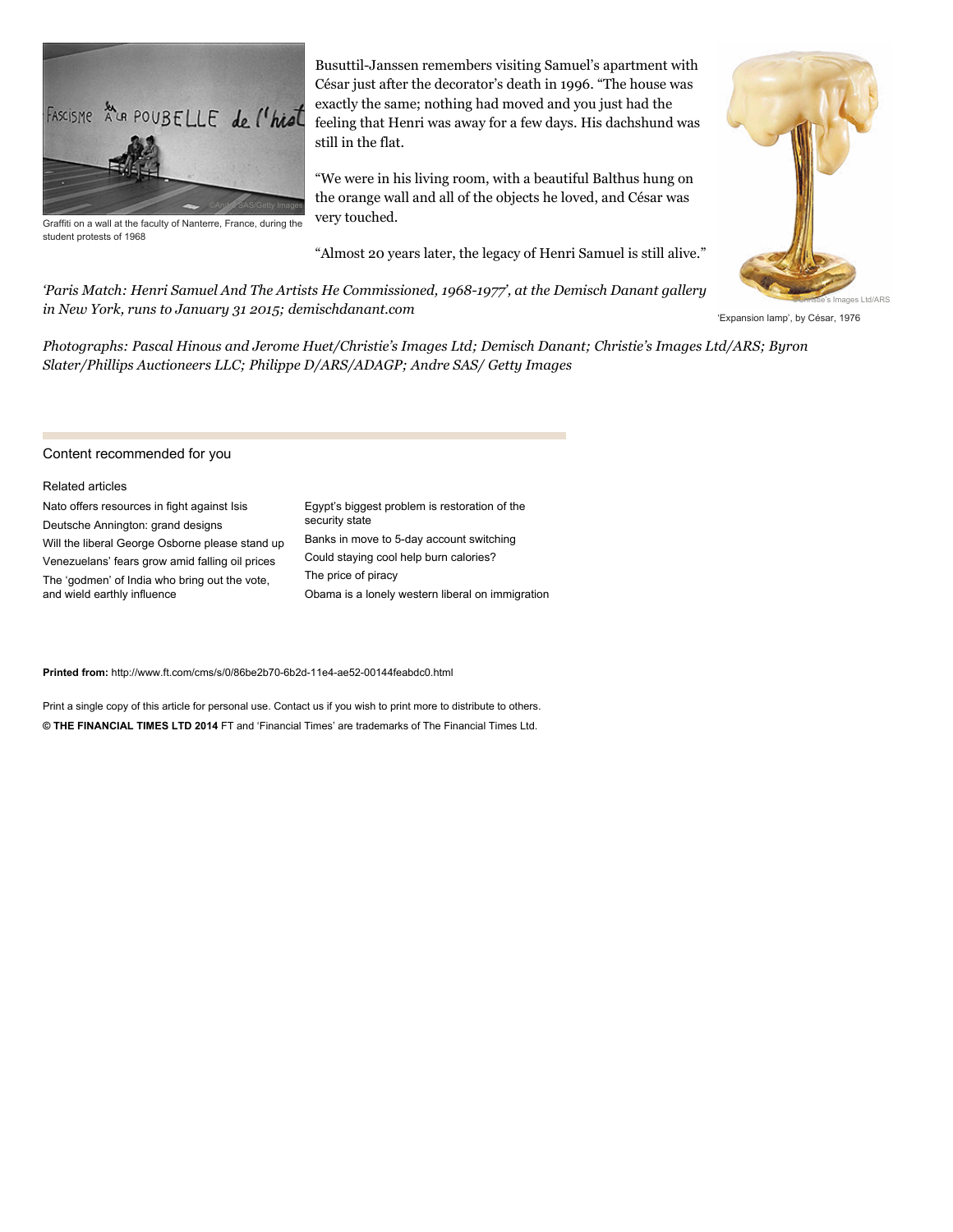Graffiti on a wall at the faculty of Nanterre, France, during the student protests of 1968

Busuttil-Janssen remembers visiting Samuel's apartment with César just after the decorator's death in 1996. "The house was exactly the same; nothing had moved and you just had the feeling that Henri was away for a few days. His dachshund was still in the flat.

"We were in his living room, with a beautiful Balthus hung on the orange wall and all of the objects he loved, and César was very touched.

"Almost 20 years later, the legacy of Henri Samuel is still alive."

'Expansion lamp', by César, 1976

*'Paris Match: Henri Samuel And The Artists He Commissioned, 1968-1977', at the Demisch Danant gallery in New York, runs to January 31 2015; demischdanant.com*

*Photographs: Pascal Hinous and Jerome Huet/Christie's Images Ltd; Demisch Danant; Christie's Images Ltd/ARS; Byron Slater/Phillips Auctioneers LLC; Philippe D/ARS/ADAGP; Andre SAS/ Getty Images*

Content recommended for you

Related articles

- Nato offers resources in fight against Isis
- Deutsche Annington: grand designs
- Will the liberal George Osborne please stand up
- Venezuelans' fears grow amid falling oil prices
- The 'godmen' of India who bring out the vote, and wield earthly influence
- Egypt's biggest problem is restoration of the security state
- Banks in move to 5-day account switching
- Could staying cool help burn calories?
- The price of piracy
- Obama is a lonely western liberal on immigration

**Printed from:** http://www.ft.com/cms/s/0/86be2b70-6b2d-11e4-ae52-00144feabdc0.html

Print a single copy of this article for personal use. Contact us if you wish to print more to distribute to others.

**© THE FINANCIAL TIMES LTD 2014** FT and 'Financial Times' are trademarks of The Financial Times Ltd.